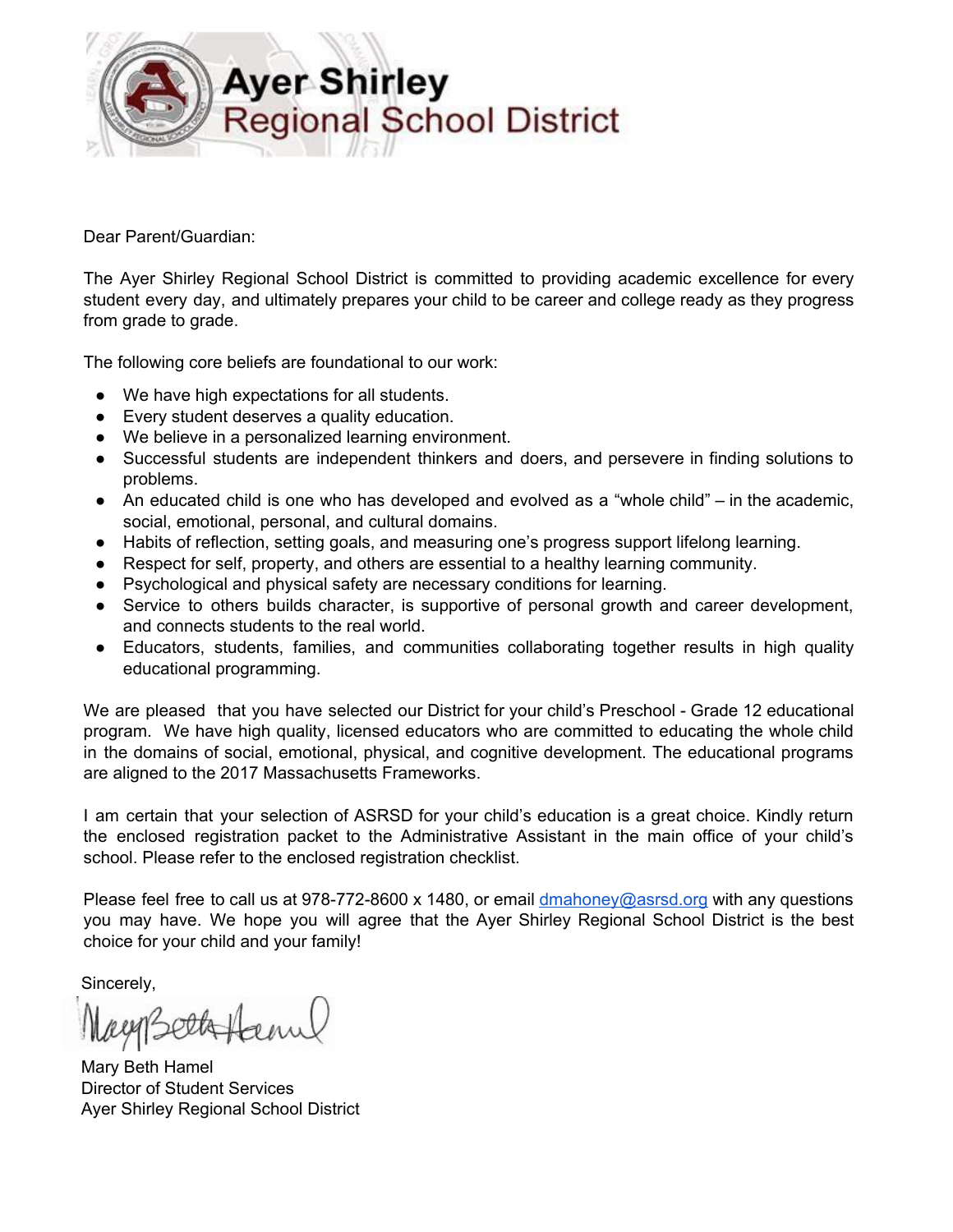# Ayer Shirley Regional School District

Dear Parent/Guardian:

The Ayer Shirley Regional School District is committed to providing academic excellence for every student every day, and ultimately prepares your child to be career and college ready as they progress from grade to grade.

The following core beliefs are foundational to our work:

- We have high expectations for all students.
- Every student deserves a quality education.
- We believe in a personalized learning environment.
- Successful students are independent thinkers and doers, and persevere in finding solutions to problems.
- An educated child is one who has developed and evolved as a "whole child" – in the academic, social, emotional, personal, and cultural domains.
- Habits of reflection, setting goals, and measuring one's progress support lifelong learning.
- Respect for self, property, and others are essential to a healthy learning community.
- Psychological and physical safety are necessary conditions for learning.
- Service to others builds character, is supportive of personal growth and career development, and connects students to the real world.
- Educators, students, families, and communities collaborating together results in high quality educational programming.

We are pleased that you have selected our District for your child's Preschool - Grade 12 educational program. We have high quality, licensed educators who are committed to educating the whole child in the domains of social, emotional, physical, and cognitive development. The educational programs are aligned to the 2017 Massachusetts Frameworks.

I am certain that your selection of ASRSD for your child's education is a great choice. Kindly return the enclosed registration packet to the Administrative Assistant in the main office of your child's school. Please refer to the enclosed registration checklist.

Please feel free to call us at 978-772-8600 x 1480, or email dmahoney@asrsd.org with any questions you may have. We hope you will agree that the Ayer Shirley Regional School District is the best choice for your child and your family!

Sincerely,

Mary Beth Hamel
Director of Student Services
Ayer Shirley Regional School District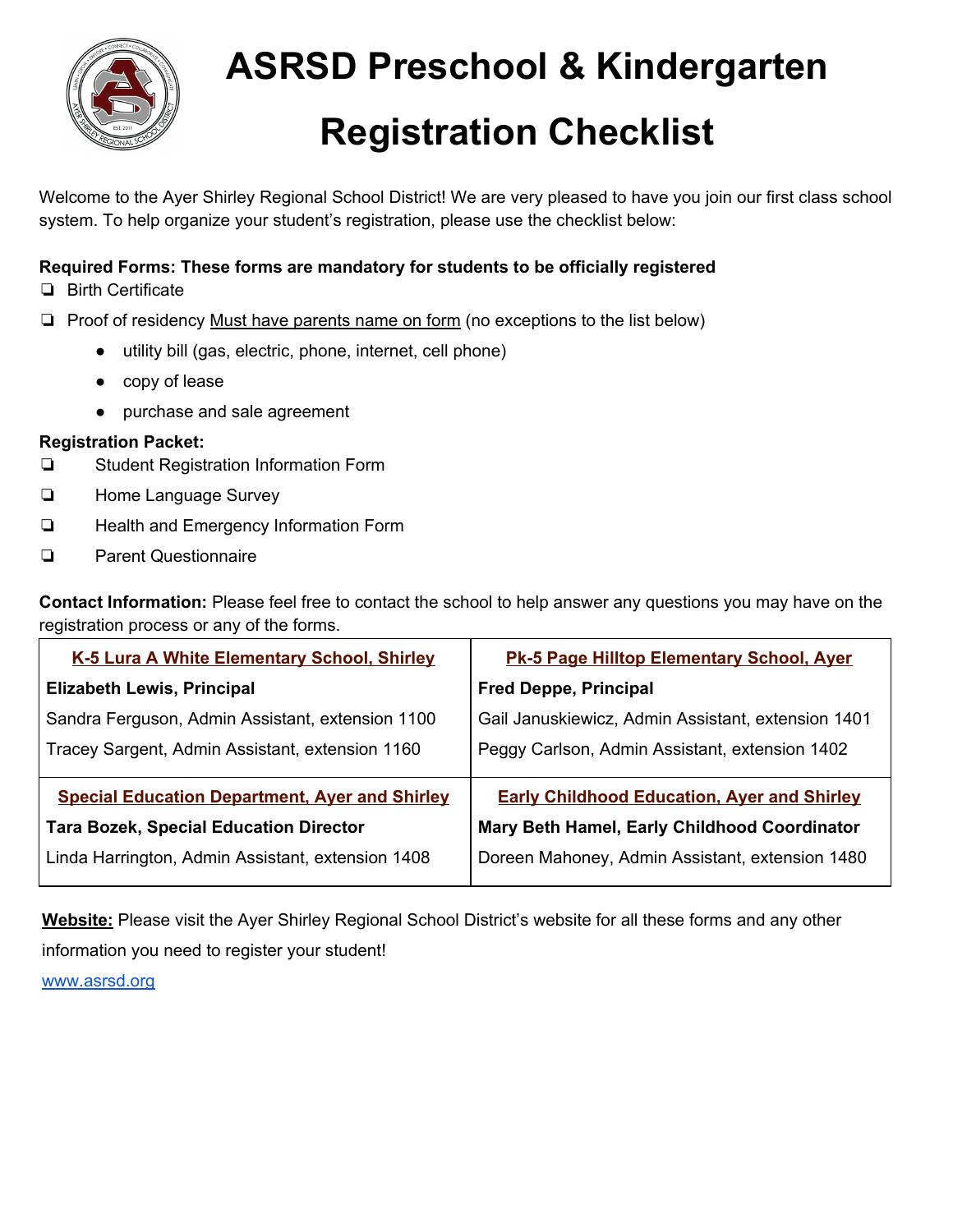# ASRSD Preschool & Kindergarten Registration Checklist

Welcome to the Ayer Shirley Regional School District! We are very pleased to have you join our first class school system. To help organize your student's registration, please use the checklist below:

**Required Forms: These forms are mandatory for students to be officially registered**

- ❏ Birth Certificate
- ❏ Proof of residency Must have parents name on form (no exceptions to the list below)
  - utility bill (gas, electric, phone, internet, cell phone)
  - copy of lease
  - purchase and sale agreement

**Registration Packet:**

- ❏ Student Registration Information Form
- ❏ Home Language Survey
- ❏ Health and Emergency Information Form
- ❏ Parent Questionnaire

**Contact Information:** Please feel free to contact the school to help answer any questions you may have on the registration process or any of the forms.

| K-5 Lura A White Elementary School, Shirley | Pk-5 Page Hilltop Elementary School, Ayer |
|---|---|
| **Elizabeth Lewis, Principal** | **Fred Deppe, Principal** |
| Sandra Ferguson, Admin Assistant, extension 1100 | Gail Januskiewicz, Admin Assistant, extension 1401 |
| Tracey Sargent, Admin Assistant, extension 1160 | Peggy Carlson, Admin Assistant, extension 1402 |
| **Special Education Department, Ayer and Shirley** | **Early Childhood Education, Ayer and Shirley** |
| **Tara Bozek, Special Education Director** | **Mary Beth Hamel, Early Childhood Coordinator** |
| Linda Harrington, Admin Assistant, extension 1408 | Doreen Mahoney, Admin Assistant, extension 1480 |

**Website:** Please visit the Ayer Shirley Regional School District's website for all these forms and any other information you need to register your student!

www.asrsd.org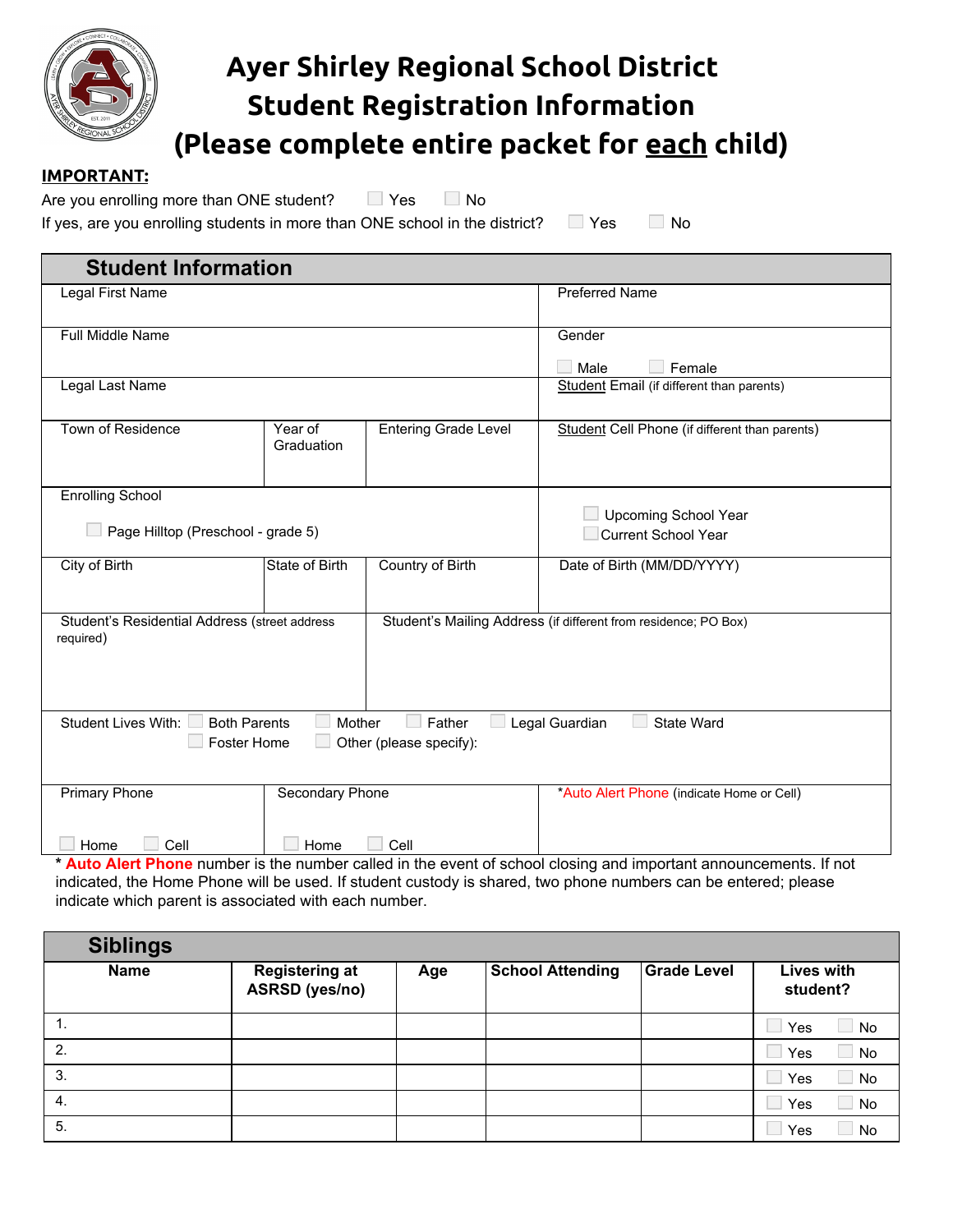# Ayer Shirley Regional School District
# Student Registration Information
# (Please complete entire packet for each child)

**IMPORTANT:**

Are you enrolling more than ONE student? ☐ Yes ☐ No

If yes, are you enrolling students in more than ONE school in the district? ☐ Yes ☐ No

## Student Information

| Legal First Name | | | Preferred Name |
|---|---|---|---|
| Full Middle Name | | | Gender<br>☐ Male ☐ Female |
| Legal Last Name | | | Student Email (if different than parents) |
| Town of Residence | Year of Graduation | Entering Grade Level | Student Cell Phone (if different than parents) |
| Enrolling School<br>☐ Page Hilltop (Preschool - grade 5) | | | ☐ Upcoming School Year<br>☐ Current School Year |
| City of Birth | State of Birth | Country of Birth | Date of Birth (MM/DD/YYYY) |
| Student's Residential Address (street address required) | | Student's Mailing Address (if different from residence; PO Box) | |
| Student Lives With: ☐ Both Parents ☐ Mother ☐ Father ☐ Legal Guardian ☐ State Ward ☐ Foster Home ☐ Other (please specify): | | | |
| Primary Phone<br>☐ Home ☐ Cell | Secondary Phone<br>☐ Home ☐ Cell | | *Auto Alert Phone (indicate Home or Cell) |

\* **Auto Alert Phone** number is the number called in the event of school closing and important announcements. If not indicated, the Home Phone will be used. If student custody is shared, two phone numbers can be entered; please indicate which parent is associated with each number.

## Siblings

| Name | Registering at ASRSD (yes/no) | Age | School Attending | Grade Level | Lives with student? |
|---|---|---|---|---|---|
| 1. | | | | | ☐ Yes ☐ No |
| 2. | | | | | ☐ Yes ☐ No |
| 3. | | | | | ☐ Yes ☐ No |
| 4. | | | | | ☐ Yes ☐ No |
| 5. | | | | | ☐ Yes ☐ No |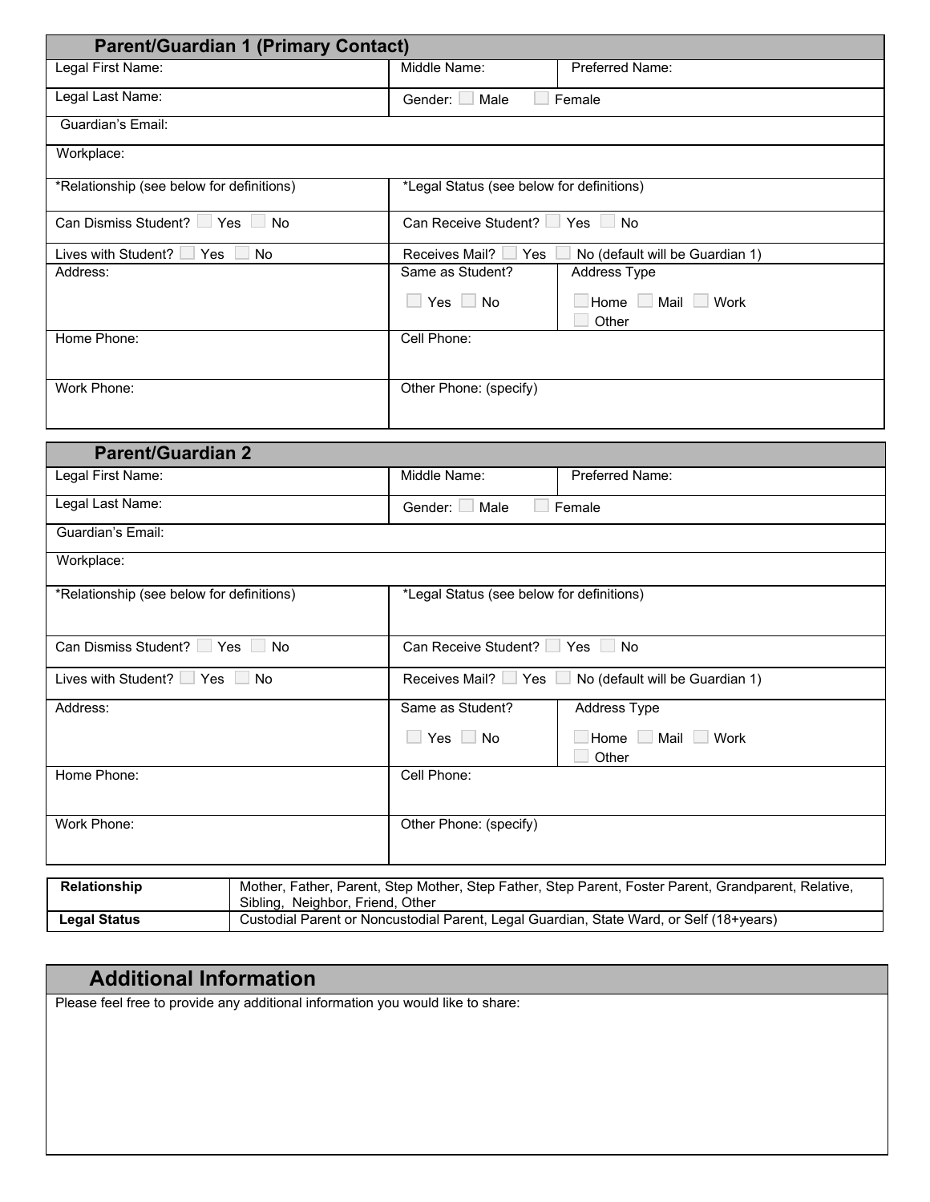## Parent/Guardian 1 (Primary Contact)

| Legal First Name: | Middle Name: | Preferred Name: |
|---|---|---|
| Legal Last Name: | Gender: ☐ Male ☐ Female | |
| Guardian's Email: | | |
| Workplace: | | |
| *Relationship (see below for definitions) | *Legal Status (see below for definitions) | |
| Can Dismiss Student? ☐ Yes ☐ No | Can Receive Student? ☐ Yes ☐ No | |
| Lives with Student? ☐ Yes ☐ No | Receives Mail? ☐ Yes ☐ No (default will be Guardian 1) | |
| Address: | Same as Student? ☐ Yes ☐ No | Address Type ☐ Home ☐ Mail ☐ Work ☐ Other |
| Home Phone: | Cell Phone: | |
| Work Phone: | Other Phone: (specify) | |

## Parent/Guardian 2

| Legal First Name: | Middle Name: | Preferred Name: |
|---|---|---|
| Legal Last Name: | Gender: ☐ Male ☐ Female | |
| Guardian's Email: | | |
| Workplace: | | |
| *Relationship (see below for definitions) | *Legal Status (see below for definitions) | |
| Can Dismiss Student? ☐ Yes ☐ No | Can Receive Student? ☐ Yes ☐ No | |
| Lives with Student? ☐ Yes ☐ No | Receives Mail? ☐ Yes ☐ No (default will be Guardian 1) | |
| Address: | Same as Student? ☐ Yes ☐ No | Address Type ☐ Home ☐ Mail ☐ Work ☐ Other |
| Home Phone: | Cell Phone: | |
| Work Phone: | Other Phone: (specify) | |

| **Relationship** | Mother, Father, Parent, Step Mother, Step Father, Step Parent, Foster Parent, Grandparent, Relative, Sibling, Neighbor, Friend, Other |
|---|---|
| **Legal Status** | Custodial Parent or Noncustodial Parent, Legal Guardian, State Ward, or Self (18+years) |

## Additional Information

Please feel free to provide any additional information you would like to share: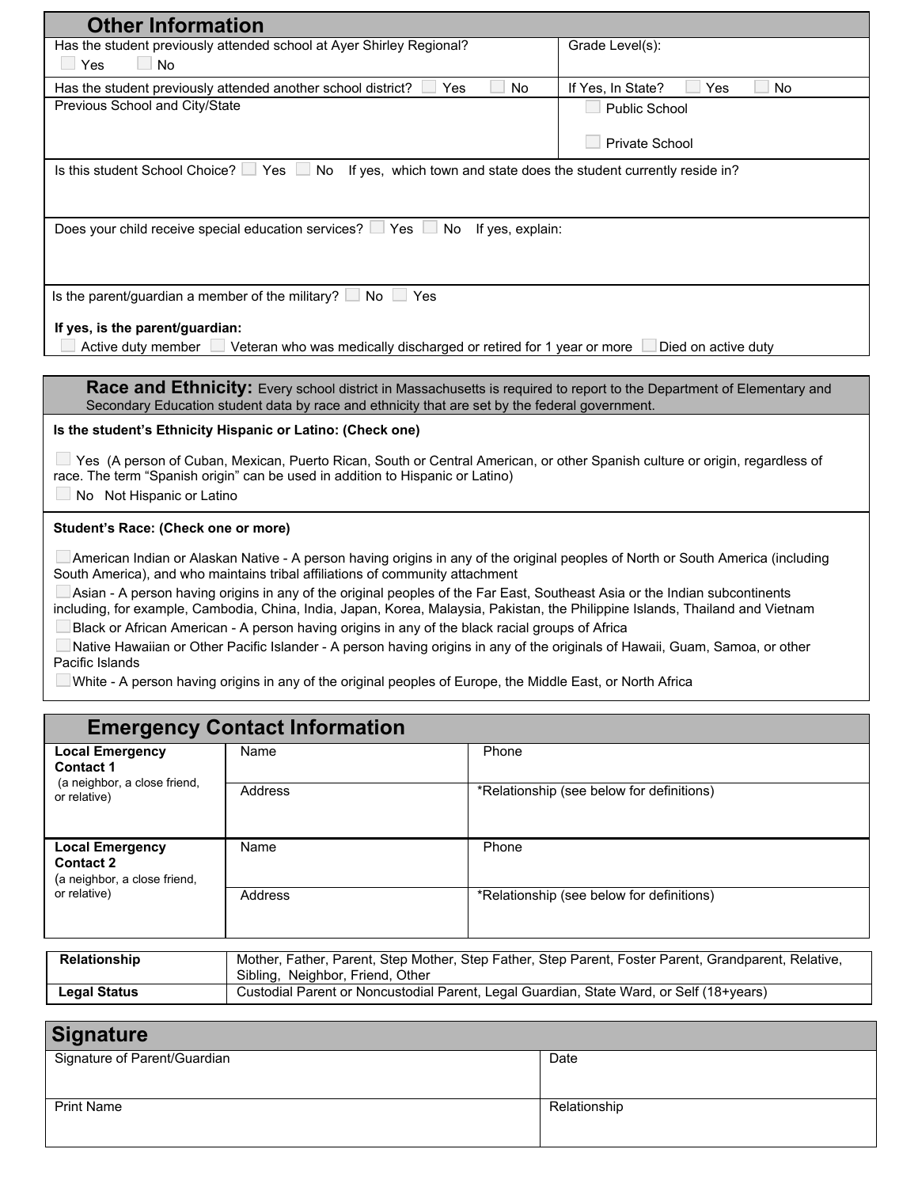## Other Information

| Has the student previously attended school at Ayer Shirley Regional? ☐ Yes ☐ No | Grade Level(s): |
|---|---|
| Has the student previously attended another school district? ☐ Yes ☐ No | If Yes, In State? ☐ Yes ☐ No |
| Previous School and City/State | ☐ Public School<br>☐ Private School |

Is this student School Choice? ☐ Yes ☐ No If yes, which town and state does the student currently reside in?

Does your child receive special education services? ☐ Yes ☐ No If yes, explain:

Is the parent/guardian a member of the military? ☐ No ☐ Yes

**If yes, is the parent/guardian:**

☐ Active duty member ☐ Veteran who was medically discharged or retired for 1 year or more ☐ Died on active duty

## Race and Ethnicity:

Every school district in Massachusetts is required to report to the Department of Elementary and Secondary Education student data by race and ethnicity that are set by the federal government.

**Is the student's Ethnicity Hispanic or Latino: (Check one)**

☐ Yes (A person of Cuban, Mexican, Puerto Rican, South or Central American, or other Spanish culture or origin, regardless of race. The term "Spanish origin" can be used in addition to Hispanic or Latino)

☐ No Not Hispanic or Latino

**Student's Race: (Check one or more)**

☐ American Indian or Alaskan Native - A person having origins in any of the original peoples of North or South America (including South America), and who maintains tribal affiliations of community attachment

☐ Asian - A person having origins in any of the original peoples of the Far East, Southeast Asia or the Indian subcontinents including, for example, Cambodia, China, India, Japan, Korea, Malaysia, Pakistan, the Philippine Islands, Thailand and Vietnam

☐ Black or African American - A person having origins in any of the black racial groups of Africa

☐ Native Hawaiian or Other Pacific Islander - A person having origins in any of the originals of Hawaii, Guam, Samoa, or other Pacific Islands

☐ White - A person having origins in any of the original peoples of Europe, the Middle East, or North Africa

## Emergency Contact Information

| | | |
|---|---|---|
| **Local Emergency Contact 1** (a neighbor, a close friend, or relative) | Name | Phone |
| | Address | *Relationship (see below for definitions) |
| **Local Emergency Contact 2** (a neighbor, a close friend, or relative) | Name | Phone |
| | Address | *Relationship (see below for definitions) |

| | |
|---|---|
| **Relationship** | Mother, Father, Parent, Step Mother, Step Father, Step Parent, Foster Parent, Grandparent, Relative, Sibling, Neighbor, Friend, Other |
| **Legal Status** | Custodial Parent or Noncustodial Parent, Legal Guardian, State Ward, or Self (18+years) |

## Signature

| | |
|---|---|
| Signature of Parent/Guardian | Date |
| Print Name | Relationship |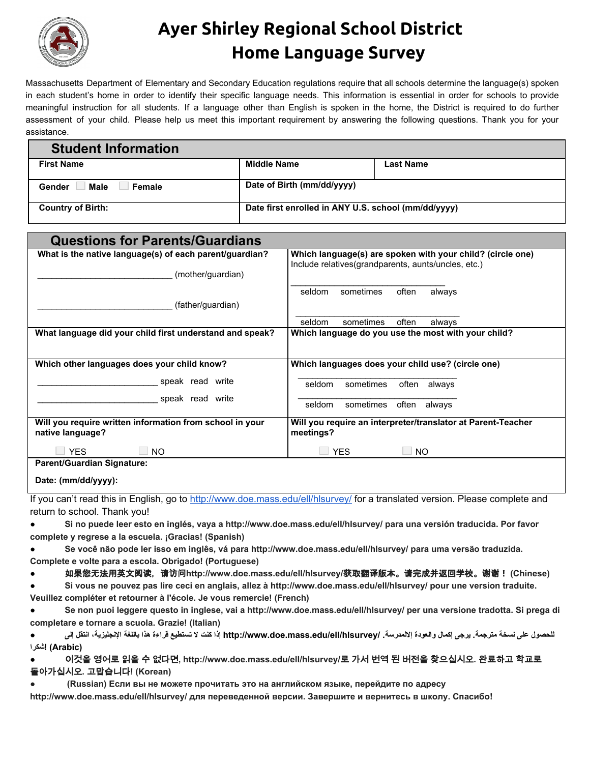# Ayer Shirley Regional School District
# Home Language Survey

Massachusetts Department of Elementary and Secondary Education regulations require that all schools determine the language(s) spoken in each student's home in order to identify their specific language needs. This information is essential in order for schools to provide meaningful instruction for all students. If a language other than English is spoken in the home, the District is required to do further assessment of your child. Please help us meet this important requirement by answering the following questions. Thank you for your assistance.

## Student Information

| First Name | Middle Name | Last Name |
|---|---|---|
| Gender ☐ Male ☐ Female | Date of Birth (mm/dd/yyyy) | |
| Country of Birth: | Date first enrolled in ANY U.S. school (mm/dd/yyyy) | |

## Questions for Parents/Guardians

| | |
|---|---|
| **What is the native language(s) of each parent/guardian?**<br>_____________________________ (mother/guardian)<br>_____________________________ (father/guardian) | **Which language(s) are spoken with your child? (circle one)**<br>Include relatives(grandparents, aunts/uncles, etc.)<br>_____________________________<br>seldom sometimes often always<br>_____________________________<br>seldom sometimes often always |
| **What language did your child first understand and speak?** | **Which language do you use the most with your child?** |
| **Which other languages does your child know?**<br>__________________________ speak read write<br>__________________________ speak read write | **Which languages does your child use? (circle one)**<br>_____________________________<br>seldom sometimes often always<br>_____________________________<br>seldom sometimes often always |
| **Will you require written information from school in your native language?**<br>☐ YES ☐ NO | **Will you require an interpreter/translator at Parent-Teacher meetings?**<br>☐ YES ☐ NO |
| **Parent/Guardian Signature:**<br>**Date: (mm/dd/yyyy):** | |

If you can't read this in English, go to http://www.doe.mass.edu/ell/hlsurvey/ for a translated version. Please complete and return to school. Thank you!

- **Si no puede leer esto en inglés, vaya a http://www.doe.mass.edu/ell/hlsurvey/ para una versión traducida. Por favor complete y regrese a la escuela. ¡Gracias! (Spanish)**
- **Se você não pode ler isso em inglês, vá para http://www.doe.mass.edu/ell/hlsurvey/ para uma versão traduzida. Complete e volte para a escola. Obrigado! (Portuguese)**
- **如果您无法用英文阅读，请访问http://www.doe.mass.edu/ell/hlsurvey/获取翻译版本。请完成并返回学校。谢谢！ (Chinese)**
- **Si vous ne pouvez pas lire ceci en anglais, allez à http://www.doe.mass.edu/ell/hlsurvey/ pour une version traduite. Veuillez compléter et retourner à l'école. Je vous remercie! (French)**
- **Se non puoi leggere questo in inglese, vai a http://www.doe.mass.edu/ell/hlsurvey/ per una versione tradotta. Si prega di completare e tornare a scuola. Grazie! (Italian)**
- **إذا كنت لا تستطيع قراءة هذا باللغة الإنجليزية، انتقل إلى http://www.doe.mass.edu/ell/hlsurvey/ للحصول على نسخة مترجمة. يرجى إكمال والعودة إلى المدرسة. شكرا! (Arabic)**
- **이것을 영어로 읽을 수 없다면, http://www.doe.mass.edu/ell/hlsurvey/로 가서 번역 된 버전을 찾으십시오. 완료하고 학교로 돌아가십시오. 고맙습니다! (Korean)**
- **(Russian) Если вы не можете прочитать это на английском языке, перейдите по адресу http://www.doe.mass.edu/ell/hlsurvey/ для переведенной версии. Завершите и вернитесь в школу. Спасибо!**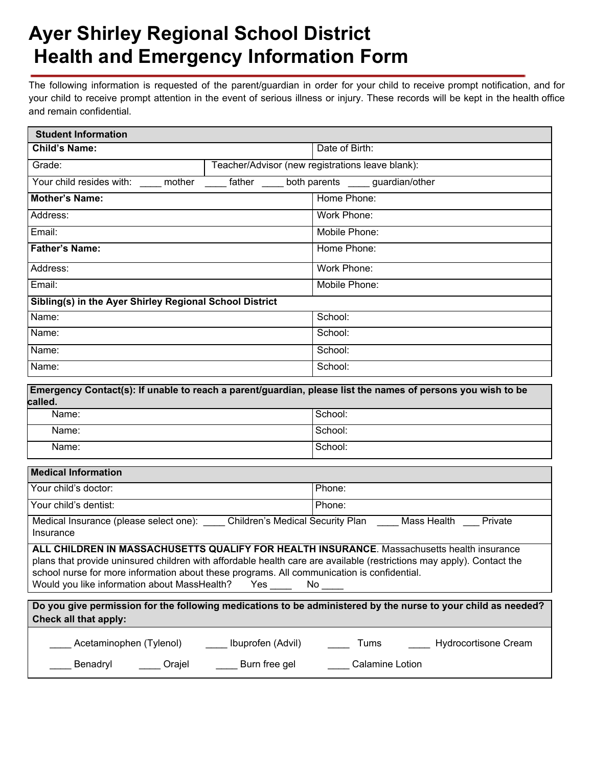# Ayer Shirley Regional School District
# Health and Emergency Information Form

The following information is requested of the parent/guardian in order for your child to receive prompt notification, and for your child to receive prompt attention in the event of serious illness or injury. These records will be kept in the health office and remain confidential.

| **Student Information** | |
|---|---|
| **Child's Name:** | Date of Birth: |
| Grade: | Teacher/Advisor (new registrations leave blank): |
| Your child resides with: ____ mother ____ father ____ both parents ____ guardian/other | |
| **Mother's Name:** | Home Phone: |
| Address: | Work Phone: |
| Email: | Mobile Phone: |
| **Father's Name:** | Home Phone: |
| Address: | Work Phone: |
| Email: | Mobile Phone: |
| **Sibling(s) in the Ayer Shirley Regional School District** | |
| Name: | School: |
| Name: | School: |
| Name: | School: |
| Name: | School: |

| **Emergency Contact(s): If unable to reach a parent/guardian, please list the names of persons you wish to be called.** | |
|---|---|
| Name: | School: |
| Name: | School: |
| Name: | School: |

| **Medical Information** | |
|---|---|
| Your child's doctor: | Phone: |
| Your child's dentist: | Phone: |
| Medical Insurance (please select one): ____ Children's Medical Security Plan ____ Mass Health ___ Private Insurance | |
| **ALL CHILDREN IN MASSACHUSETTS QUALIFY FOR HEALTH INSURANCE**. Massachusetts health insurance plans that provide uninsured children with affordable health care are available (restrictions may apply). Contact the school nurse for more information about these programs. All communication is confidential. Would you like information about MassHealth? Yes ____ No ____ | |

**Do you give permission for the following medications to be administered by the nurse to your child as needed? Check all that apply:**

____ Acetaminophen (Tylenol) ____ Ibuprofen (Advil) ____ Tums ____ Hydrocortisone Cream

____ Benadryl ____ Orajel ____ Burn free gel ____ Calamine Lotion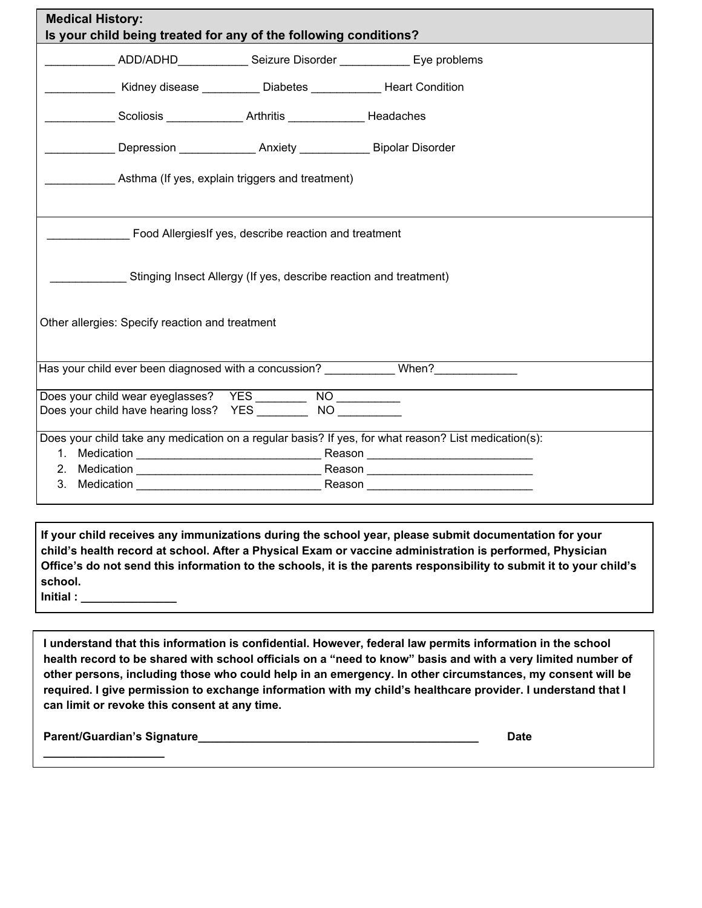**Medical History:**
**Is your child being treated for any of the following conditions?**

___________ ADD/ADHD___________ Seizure Disorder ___________ Eye problems

___________ Kidney disease _________ Diabetes ___________ Heart Condition

___________ Scoliosis ____________ Arthritis ____________ Headaches

___________ Depression ____________ Anxiety ___________ Bipolar Disorder

___________ Asthma (If yes, explain triggers and treatment)

_____________ Food AllergiesIf yes, describe reaction and treatment

____________ Stinging Insect Allergy (If yes, describe reaction and treatment)

Other allergies: Specify reaction and treatment

Has your child ever been diagnosed with a concussion? ___________ When?_____________

Does your child wear eyeglasses? YES ________ NO __________
Does your child have hearing loss? YES ________ NO __________

Does your child take any medication on a regular basis? If yes, for what reason? List medication(s):

1. Medication _____________________________ Reason __________________________
2. Medication _____________________________ Reason __________________________
3. Medication _____________________________ Reason __________________________

**If your child receives any immunizations during the school year, please submit documentation for your child's health record at school. After a Physical Exam or vaccine administration is performed, Physician Office's do not send this information to the schools, it is the parents responsibility to submit it to your child's school.**
**Initial : _______________**

**I understand that this information is confidential. However, federal law permits information in the school health record to be shared with school officials on a "need to know" basis and with a very limited number of other persons, including those who could help in an emergency. In other circumstances, my consent will be required. I give permission to exchange information with my child's healthcare provider. I understand that I can limit or revoke this consent at any time.**

**Parent/Guardian's Signature_____________________________________________ Date ___________________**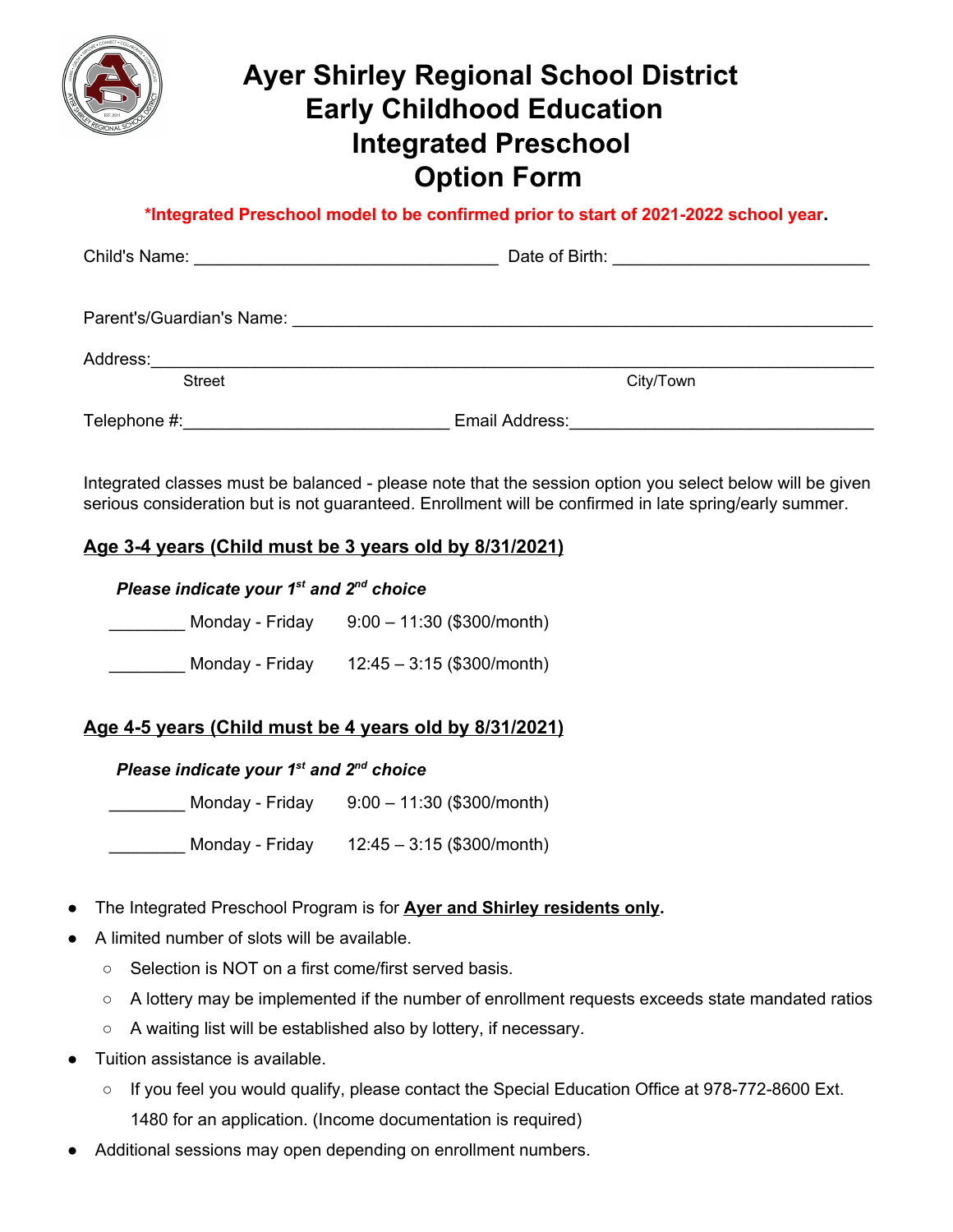# Ayer Shirley Regional School District
# Early Childhood Education
# Integrated Preschool
# Option Form

**\*Integrated Preschool model to be confirmed prior to start of 2021-2022 school year.**

Child's Name: ______________________________ Date of Birth: _________________________

Parent's/Guardian's Name: ___________________________________________________________

Address:____________________________________________________________________
Street City/Town

Telephone #:___________________________ Email Address:_____________________________

Integrated classes must be balanced - please note that the session option you select below will be given serious consideration but is not guaranteed. Enrollment will be confirmed in late spring/early summer.

**Age 3-4 years (Child must be 3 years old by 8/31/2021)**

***Please indicate your 1st and 2nd choice***

________ Monday - Friday 9:00 – 11:30 ($300/month)

________ Monday - Friday 12:45 – 3:15 ($300/month)

**Age 4-5 years (Child must be 4 years old by 8/31/2021)**

***Please indicate your 1st and 2nd choice***

________ Monday - Friday 9:00 – 11:30 ($300/month)

________ Monday - Friday 12:45 – 3:15 ($300/month)

- The Integrated Preschool Program is for **Ayer and Shirley residents only**.
- A limited number of slots will be available.
  - Selection is NOT on a first come/first served basis.
  - A lottery may be implemented if the number of enrollment requests exceeds state mandated ratios
  - A waiting list will be established also by lottery, if necessary.
- Tuition assistance is available.
  - If you feel you would qualify, please contact the Special Education Office at 978-772-8600 Ext. 1480 for an application. (Income documentation is required)
- Additional sessions may open depending on enrollment numbers.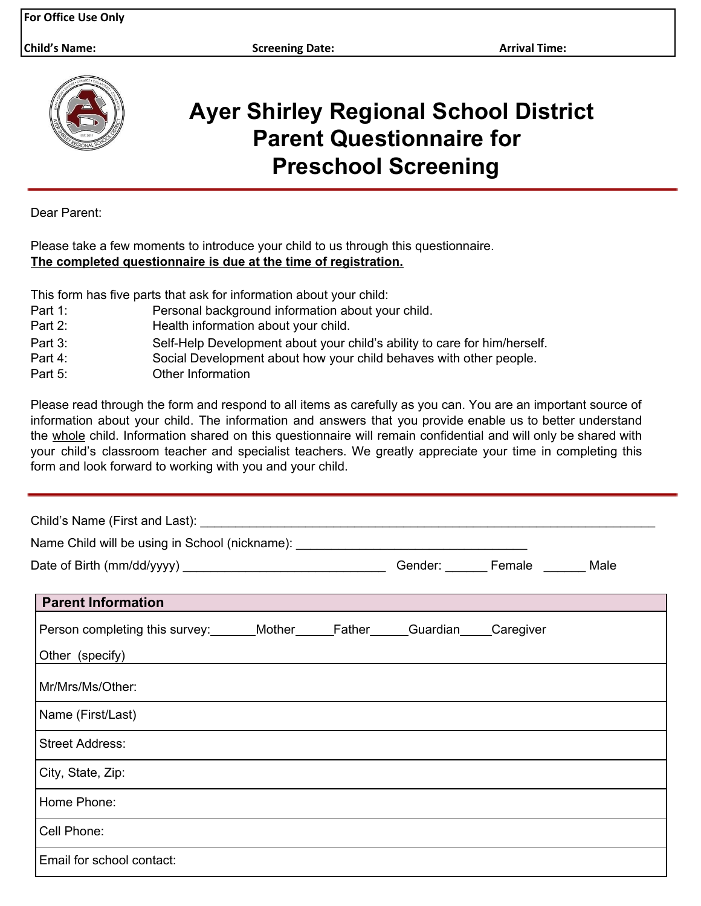| For Office Use Only | | |
|---|---|---|
| **Child's Name:** | **Screening Date:** | **Arrival Time:** |

# Ayer Shirley Regional School District Parent Questionnaire for Preschool Screening

Dear Parent:

Please take a few moments to introduce your child to us through this questionnaire.
**The completed questionnaire is due at the time of registration.**

This form has five parts that ask for information about your child:

Part 1: Personal background information about your child.
Part 2: Health information about your child.
Part 3: Self-Help Development about your child's ability to care for him/herself.
Part 4: Social Development about how your child behaves with other people.
Part 5: Other Information

Please read through the form and respond to all items as carefully as you can. You are an important source of information about your child. The information and answers that you provide enable us to better understand the whole child. Information shared on this questionnaire will remain confidential and will only be shared with your child's classroom teacher and specialist teachers. We greatly appreciate your time in completing this form and look forward to working with you and your child.

Child's Name (First and Last): ___________________________________________________________________

Name Child will be using in School (nickname): __________________________________

Date of Birth (mm/dd/yyyy) ______________________________ Gender: ______ Female ______ Male

| Parent Information |
|---|
| Person completing this survey: _______Mother_____Father_____Guardian_____Caregiver<br>Other (specify) |
| Mr/Mrs/Ms/Other: |
| Name (First/Last) |
| Street Address: |
| City, State, Zip: |
| Home Phone: |
| Cell Phone: |
| Email for school contact: |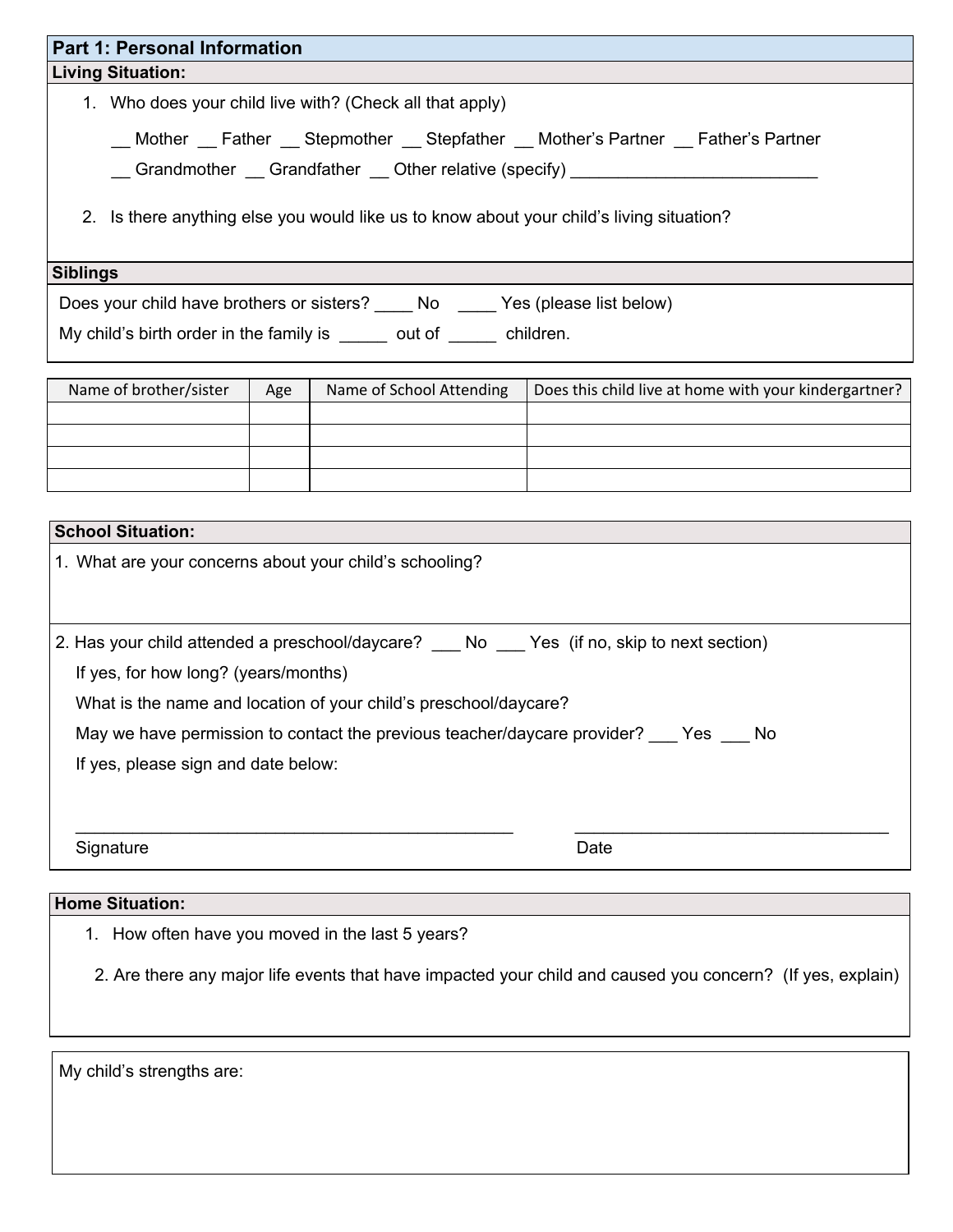## Part 1: Personal Information

### Living Situation:

1. Who does your child live with? (Check all that apply)

   __ Mother __ Father __ Stepmother __ Stepfather __ Mother's Partner __ Father's Partner

   __ Grandmother __ Grandfather __ Other relative (specify) __________________________

2. Is there anything else you would like us to know about your child's living situation?

### Siblings

Does your child have brothers or sisters? ____ No ____ Yes (please list below)

My child's birth order in the family is _____ out of _____ children.

| Name of brother/sister | Age | Name of School Attending | Does this child live at home with your kindergartner? |
|---|---|---|---|
| | | | |
| | | | |
| | | | |
| | | | |

### School Situation:

1. What are your concerns about your child's schooling?

2. Has your child attended a preschool/daycare? ___ No ___ Yes (if no, skip to next section)

   If yes, for how long? (years/months)

   What is the name and location of your child's preschool/daycare?

   May we have permission to contact the previous teacher/daycare provider? ___ Yes ___ No

   If yes, please sign and date below:

   _______________________________________________ __________________________________

   Signature Date

### Home Situation:

1. How often have you moved in the last 5 years?

2. Are there any major life events that have impacted your child and caused you concern? (If yes, explain)

My child's strengths are: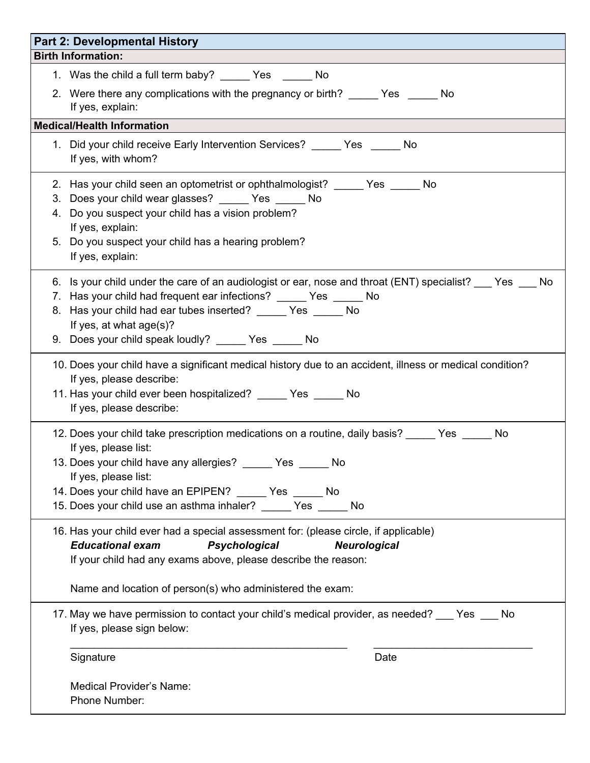## Part 2: Developmental History

### Birth Information:

1. Was the child a full term baby? _____ Yes _____ No
2. Were there any complications with the pregnancy or birth? _____ Yes _____ No
   If yes, explain:

### Medical/Health Information

1. Did your child receive Early Intervention Services? _____ Yes _____ No
   If yes, with whom?

2. Has your child seen an optometrist or ophthalmologist? _____ Yes _____ No
3. Does your child wear glasses? _____ Yes _____ No
4. Do you suspect your child has a vision problem?
   If yes, explain:
5. Do you suspect your child has a hearing problem?
   If yes, explain:

6. Is your child under the care of an audiologist or ear, nose and throat (ENT) specialist? ___ Yes ___ No
7. Has your child had frequent ear infections? _____ Yes _____ No
8. Has your child had ear tubes inserted? _____ Yes _____ No
   If yes, at what age(s)?
9. Does your child speak loudly? _____ Yes _____ No

10. Does your child have a significant medical history due to an accident, illness or medical condition?
    If yes, please describe:
11. Has your child ever been hospitalized? _____ Yes _____ No
    If yes, please describe:

12. Does your child take prescription medications on a routine, daily basis? _____ Yes _____ No
    If yes, please list:
13. Does your child have any allergies? _____ Yes _____ No
    If yes, please list:
14. Does your child have an EPIPEN? _____ Yes _____ No
15. Does your child use an asthma inhaler? _____ Yes _____ No

16. Has your child ever had a special assessment for: (please circle, if applicable)
    ***Educational exam*** ***Psychological*** ***Neurological***
    If your child had any exams above, please describe the reason:

    Name and location of person(s) who administered the exam:

17. May we have permission to contact your child's medical provider, as needed? ___ Yes ___ No
    If yes, please sign below:

    ________________________________________________ ____________________________
    Signature Date

    Medical Provider's Name:
    Phone Number: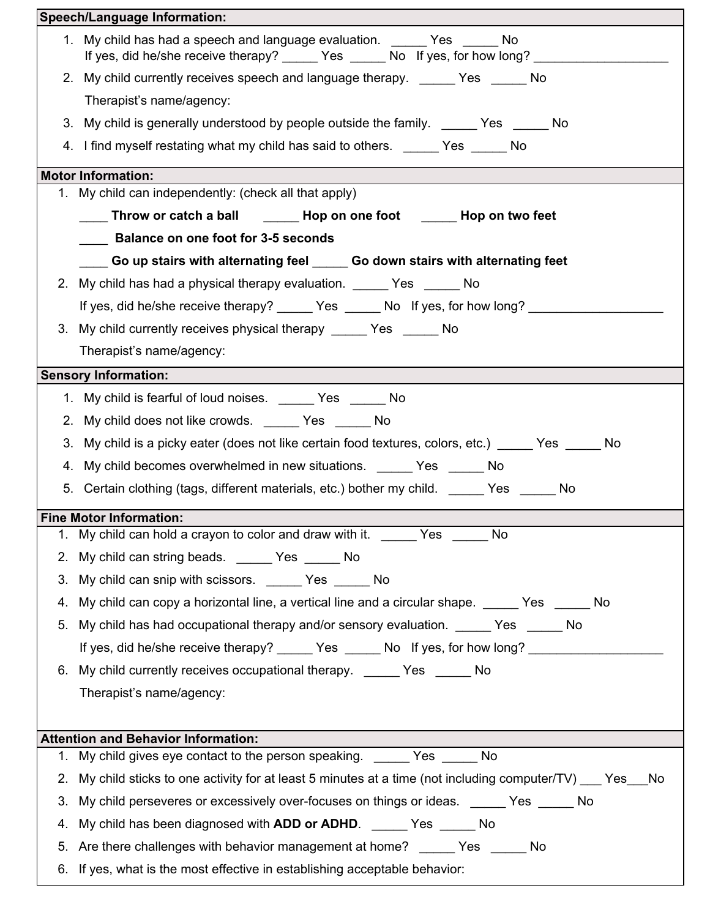## Speech/Language Information:

1. My child has had a speech and language evaluation. _____ Yes _____ No
   If yes, did he/she receive therapy? _____ Yes _____ No If yes, for how long? ___________________
2. My child currently receives speech and language therapy. _____ Yes _____ No
   Therapist's name/agency:
3. My child is generally understood by people outside the family. _____ Yes _____ No
4. I find myself restating what my child has said to others. _____ Yes _____ No

## Motor Information:

1. My child can independently: (check all that apply)
   ____ **Throw or catch a ball** _____ **Hop on one foot** _____ **Hop on two feet**
   ____ **Balance on one foot for 3-5 seconds**
   ____ **Go up stairs with alternating feel** _____ **Go down stairs with alternating feet**
2. My child has had a physical therapy evaluation. _____ Yes _____ No
   If yes, did he/she receive therapy? _____ Yes _____ No If yes, for how long? ___________________
3. My child currently receives physical therapy _____ Yes _____ No
   Therapist's name/agency:

## Sensory Information:

1. My child is fearful of loud noises. _____ Yes _____ No
2. My child does not like crowds. _____ Yes _____ No
3. My child is a picky eater (does not like certain food textures, colors, etc.) _____ Yes _____ No
4. My child becomes overwhelmed in new situations. _____ Yes _____ No
5. Certain clothing (tags, different materials, etc.) bother my child. _____ Yes _____ No

## Fine Motor Information:

1. My child can hold a crayon to color and draw with it. _____ Yes _____ No
2. My child can string beads. _____ Yes _____ No
3. My child can snip with scissors. _____ Yes _____ No
4. My child can copy a horizontal line, a vertical line and a circular shape. _____ Yes _____ No
5. My child has had occupational therapy and/or sensory evaluation. _____ Yes _____ No
   If yes, did he/she receive therapy? _____ Yes _____ No If yes, for how long? ___________________
6. My child currently receives occupational therapy. _____ Yes _____ No
   Therapist's name/agency:

## Attention and Behavior Information:

1. My child gives eye contact to the person speaking. _____ Yes _____ No
2. My child sticks to one activity for at least 5 minutes at a time (not including computer/TV) ___ Yes___No
3. My child perseveres or excessively over-focuses on things or ideas. _____ Yes _____ No
4. My child has been diagnosed with **ADD or ADHD**. _____ Yes _____ No
5. Are there challenges with behavior management at home? _____ Yes _____ No
6. If yes, what is the most effective in establishing acceptable behavior: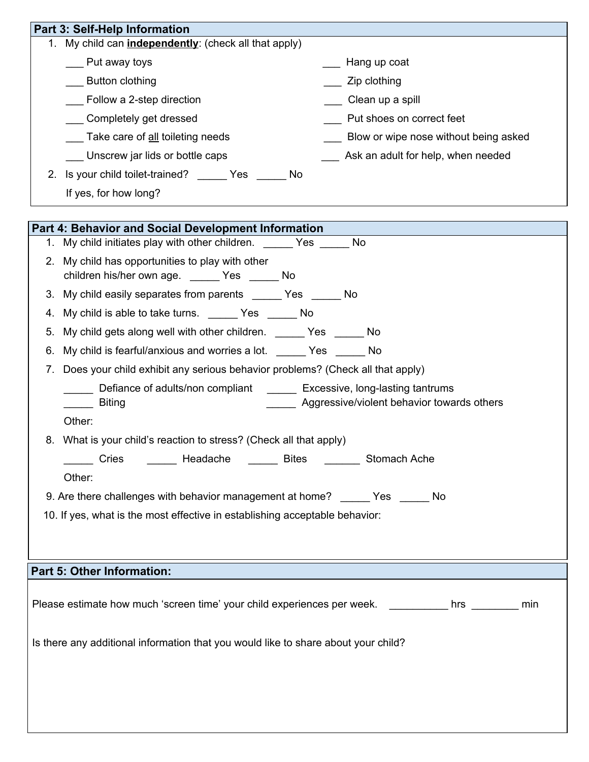## Part 3: Self-Help Information

1. My child can **independently**: (check all that apply)

   ___ Put away toys
   ___ Hang up coat
   ___ Button clothing
   ___ Zip clothing
   ___ Follow a 2-step direction
   ___ Clean up a spill
   ___ Completely get dressed
   ___ Put shoes on correct feet
   ___ Take care of all toileting needs
   ___ Blow or wipe nose without being asked
   ___ Unscrew jar lids or bottle caps
   ___ Ask an adult for help, when needed

2. Is your child toilet-trained? _____ Yes _____ No

   If yes, for how long?

## Part 4: Behavior and Social Development Information

1. My child initiates play with other children. _____ Yes _____ No
2. My child has opportunities to play with other children his/her own age. _____ Yes _____ No
3. My child easily separates from parents _____ Yes _____ No
4. My child is able to take turns. _____ Yes _____ No
5. My child gets along well with other children. _____ Yes _____ No
6. My child is fearful/anxious and worries a lot. _____ Yes _____ No
7. Does your child exhibit any serious behavior problems? (Check all that apply)

   _____ Defiance of adults/non compliant
   _____ Excessive, long-lasting tantrums
   _____ Biting
   _____ Aggressive/violent behavior towards others

   Other:

8. What is your child's reaction to stress? (Check all that apply)

   _____ Cries _____ Headache _____ Bites ______ Stomach Ache

   Other:

9. Are there challenges with behavior management at home? _____ Yes _____ No
10. If yes, what is the most effective in establishing acceptable behavior:

## Part 5: Other Information:

Please estimate how much 'screen time' your child experiences per week. __________ hrs ________ min

Is there any additional information that you would like to share about your child?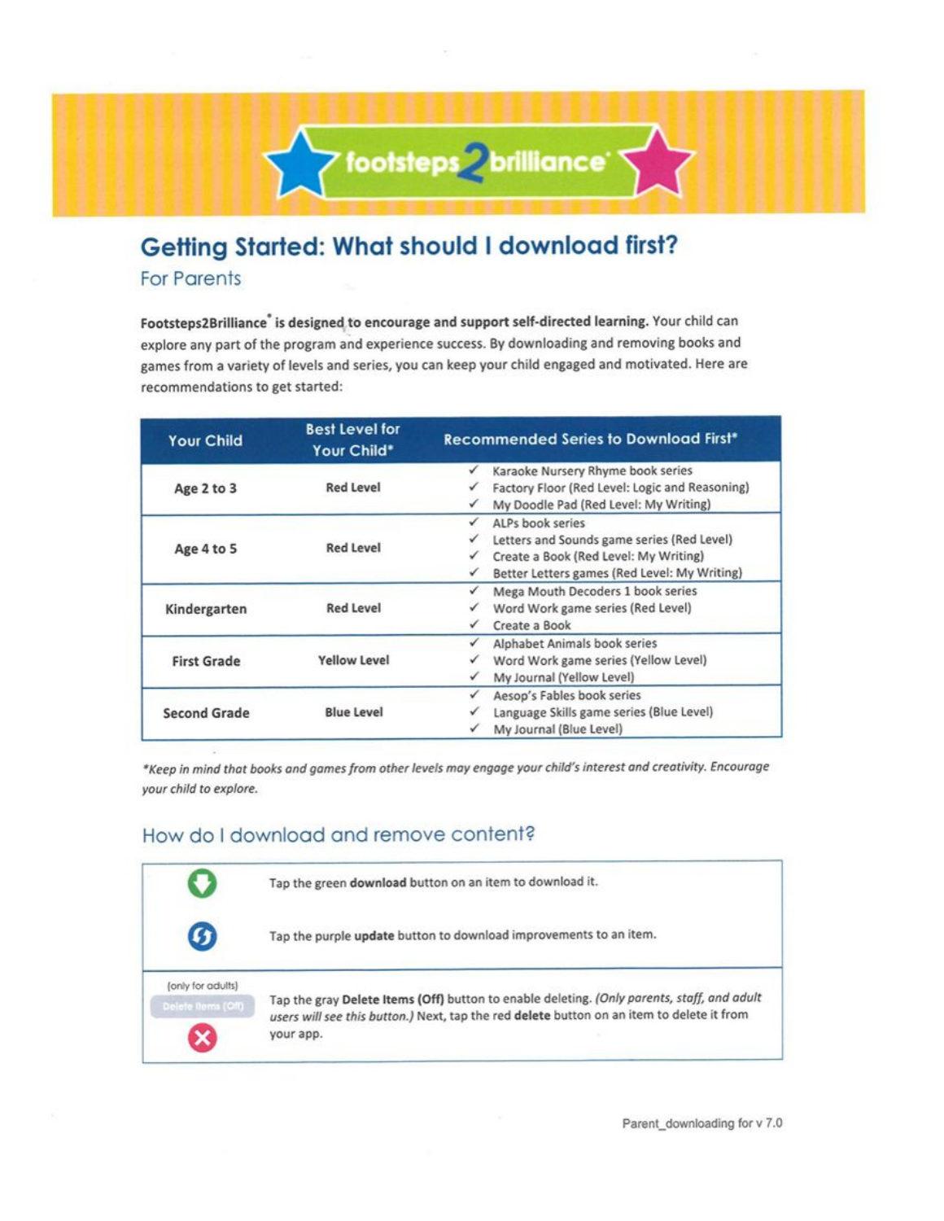footsteps2brilliance®

# Getting Started: What should I download first?

## For Parents

**Footsteps2Brilliance® is designed to encourage and support self-directed learning.** Your child can explore any part of the program and experience success. By downloading and removing books and games from a variety of levels and series, you can keep your child engaged and motivated. Here are recommendations to get started:

| Your Child | Best Level for Your Child* | Recommended Series to Download First* |
|---|---|---|
| Age 2 to 3 | Red Level | ✓ Karaoke Nursery Rhyme book series<br>✓ Factory Floor (Red Level: Logic and Reasoning)<br>✓ My Doodle Pad (Red Level: My Writing) |
| Age 4 to 5 | Red Level | ✓ ALPs book series<br>✓ Letters and Sounds game series (Red Level)<br>✓ Create a Book (Red Level: My Writing)<br>✓ Better Letters games (Red Level: My Writing) |
| Kindergarten | Red Level | ✓ Mega Mouth Decoders 1 book series<br>✓ Word Work game series (Red Level)<br>✓ Create a Book |
| First Grade | Yellow Level | ✓ Alphabet Animals book series<br>✓ Word Work game series (Yellow Level)<br>✓ My Journal (Yellow Level) |
| Second Grade | Blue Level | ✓ Aesop's Fables book series<br>✓ Language Skills game series (Blue Level)<br>✓ My Journal (Blue Level) |

**Keep in mind that books and games from other levels may engage your child's interest and creativity. Encourage your child to explore.*

## How do I download and remove content?

| | |
|---|---|
| | Tap the green **download** button on an item to download it. |
| | Tap the purple **update** button to download improvements to an item. |
| (only for adults)<br>Delete Items (Off) | Tap the gray **Delete Items (Off)** button to enable deleting. *(Only parents, staff, and adult users will see this button.)* Next, tap the red **delete** button on an item to delete it from your app. |

Parent_downloading for v 7.0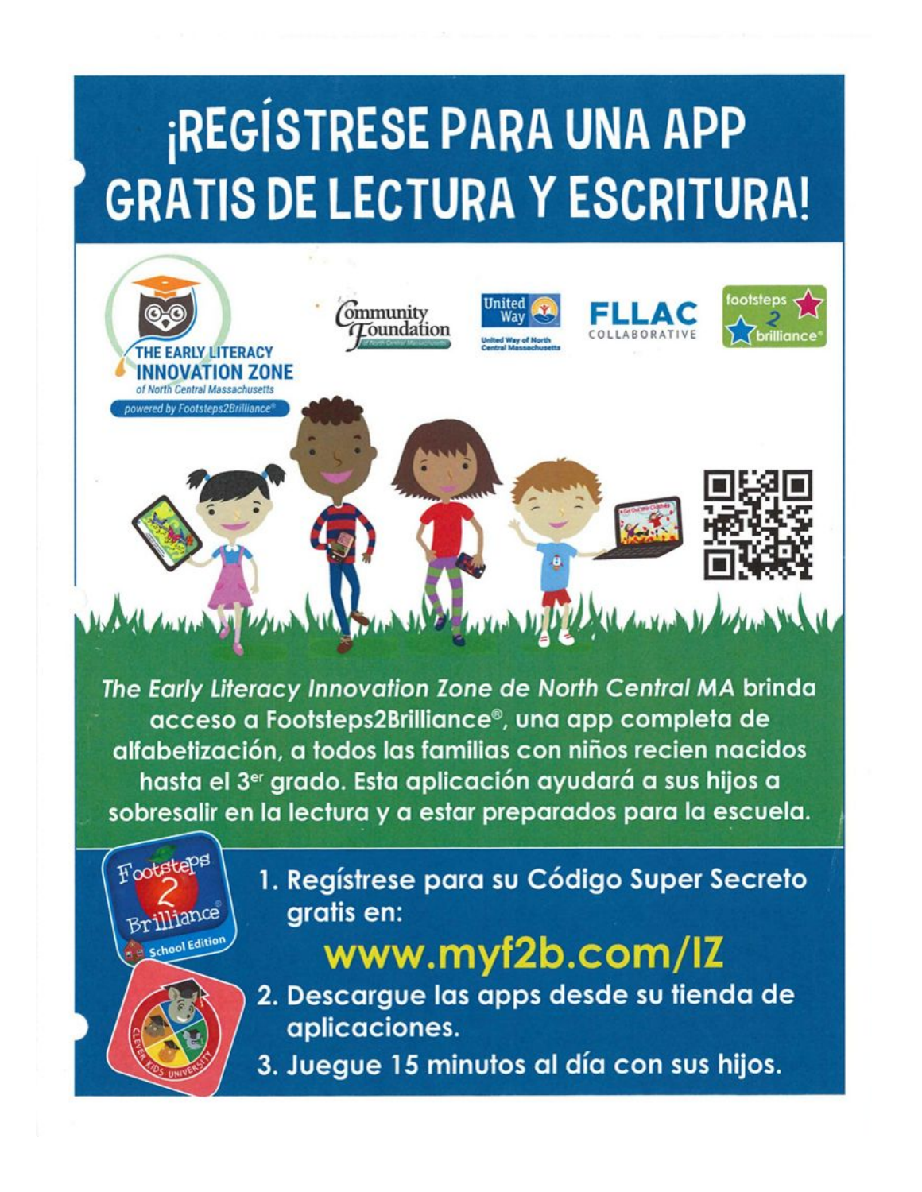# ¡REGÍSTRESE PARA UNA APP GRATIS DE LECTURA Y ESCRITURA!

THE EARLY LITERACY INNOVATION ZONE of North Central Massachusetts

powered by Footsteps2Brilliance®

Community Foundation of North Central Massachusetts

United Way of North Central Massachusetts

FLLAC COLLABORATIVE

footsteps 2 brilliance®

*The Early Literacy Innovation Zone* **de North Central MA brinda acceso a Footsteps2Brilliance®, una app completa de alfabetización, a todos las familias con niños recien nacidos hasta el 3er grado. Esta aplicación ayudará a sus hijos a sobresalir en la lectura y a estar preparados para la escuela.**

1. **Regístrese para su Código Super Secreto gratis en:**

   ## www.myf2b.com/IZ

2. **Descargue las apps desde su tienda de aplicaciones.**
3. **Juegue 15 minutos al día con sus hijos.**